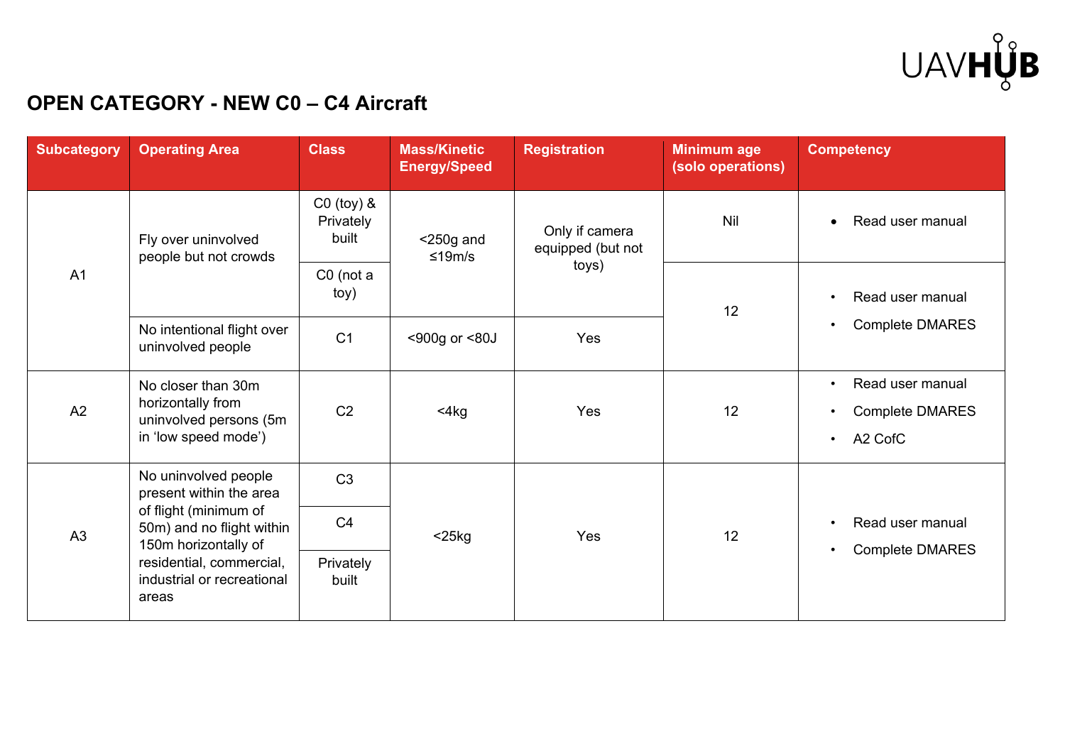# OPEN CATEGORY - NEW C0 – C4 Aircraft

| Subcategory | Operating Area | Class | Mass/Kinetic Energy/Speed | Registration | Minimum age (solo operations) | Competency |
|---|---|---|---|---|---|---|
| A1 | Fly over uninvolved people but not crowds | C0 (toy) & Privately built | <250g and ≤19m/s | Only if camera equipped (but not toys) | Nil | • Read user manual |
| | | C0 (not a toy) | | | 12 | • Read user manual<br>• Complete DMARES |
| | No intentional flight over uninvolved people | C1 | <900g or <80J | Yes | | |
| A2 | No closer than 30m horizontally from uninvolved persons (5m in 'low speed mode') | C2 | <4kg | Yes | 12 | • Read user manual<br>• Complete DMARES<br>• A2 CofC |
| A3 | No uninvolved people present within the area of flight (minimum of 50m) and no flight within 150m horizontally of residential, commercial, industrial or recreational areas | C3 | <25kg | Yes | 12 | • Read user manual<br>• Complete DMARES |
| | | C4 | | | | |
| | | Privately built | | | | |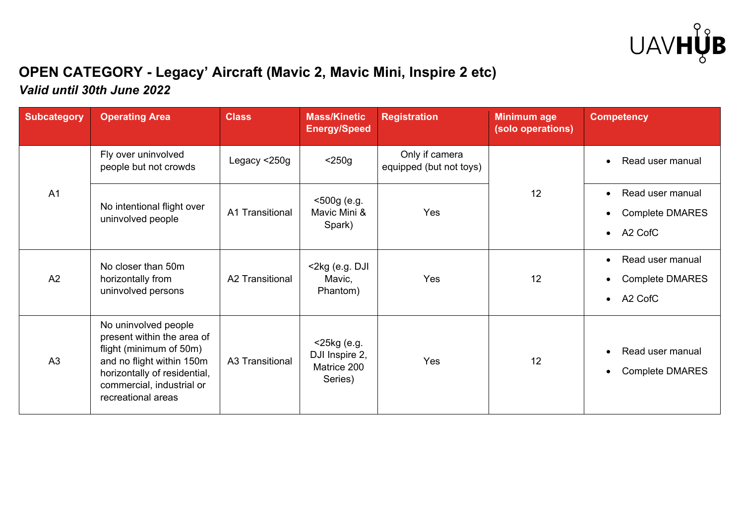# OPEN CATEGORY - Legacy' Aircraft (Mavic 2, Mavic Mini, Inspire 2 etc)

***Valid until 30th June 2022***

| Subcategory | Operating Area | Class | Mass/Kinetic Energy/Speed | Registration | Minimum age (solo operations) | Competency |
|---|---|---|---|---|---|---|
| A1 | Fly over uninvolved people but not crowds | Legacy <250g | <250g | Only if camera equipped (but not toys) | 12 | • Read user manual |
| | No intentional flight over uninvolved people | A1 Transitional | <500g (e.g. Mavic Mini & Spark) | Yes | | • Read user manual<br>• Complete DMARES<br>• A2 CofC |
| A2 | No closer than 50m horizontally from uninvolved persons | A2 Transitional | <2kg (e.g. DJI Mavic, Phantom) | Yes | 12 | • Read user manual<br>• Complete DMARES<br>• A2 CofC |
| A3 | No uninvolved people present within the area of flight (minimum of 50m) and no flight within 150m horizontally of residential, commercial, industrial or recreational areas | A3 Transitional | <25kg (e.g. DJI Inspire 2, Matrice 200 Series) | Yes | 12 | • Read user manual<br>• Complete DMARES |